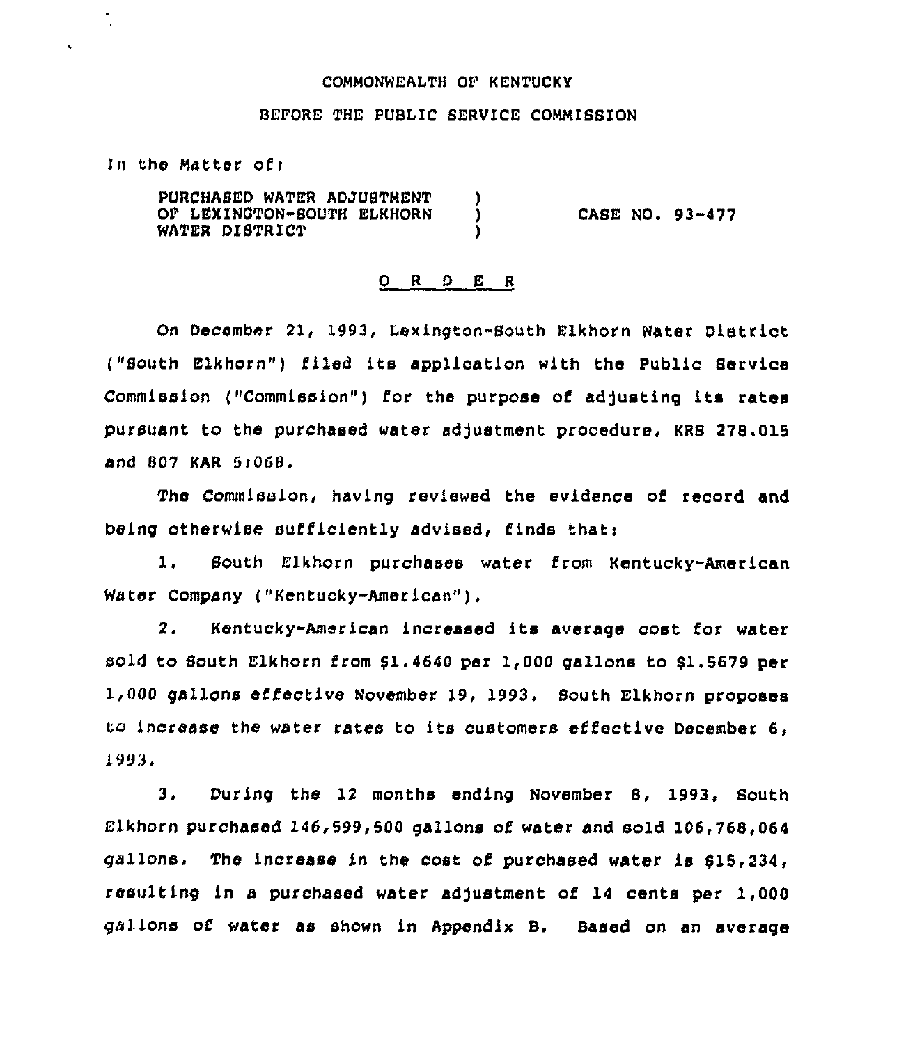COMMONWEALTH OF KENTUCKY

BEFORE THE PUBLIC SERVICE COMMISSION

In the Matter of:

| | | |
|---|---|---|
| PURCHASED WATER ADJUSTMENT OF LEXINGTON-SOUTH ELKHORN WATER DISTRICT | ) ) ) | CASE NO. 93-477 |

<u>O R D E R</u>

On December 21, 1993, Lexington-South Elkhorn Water District ("South Elkhorn") filed its application with the Public Service Commission ("Commission") for the purpose of adjusting its rates pursuant to the purchased water adjustment procedure, KRS 278.015 and 807 KAR 5:068.

The Commission, having reviewed the evidence of record and being otherwise sufficiently advised, finds that:

1. South Elkhorn purchases water from Kentucky-American Water Company ("Kentucky-American").

2. Kentucky-American increased its average cost for water sold to South Elkhorn from $1.4640 per 1,000 gallons to $1.5679 per 1,000 gallons effective November 19, 1993. South Elkhorn proposes to increase the water rates to its customers effective December 6, 1993.

3. During the 12 months ending November 8, 1993, South Elkhorn purchased 146,599,500 gallons of water and sold 106,768,064 gallons. The increase in the cost of purchased water is $15,234, resulting in a purchased water adjustment of 14 cents per 1,000 gallons of water as shown in Appendix B. Based on an average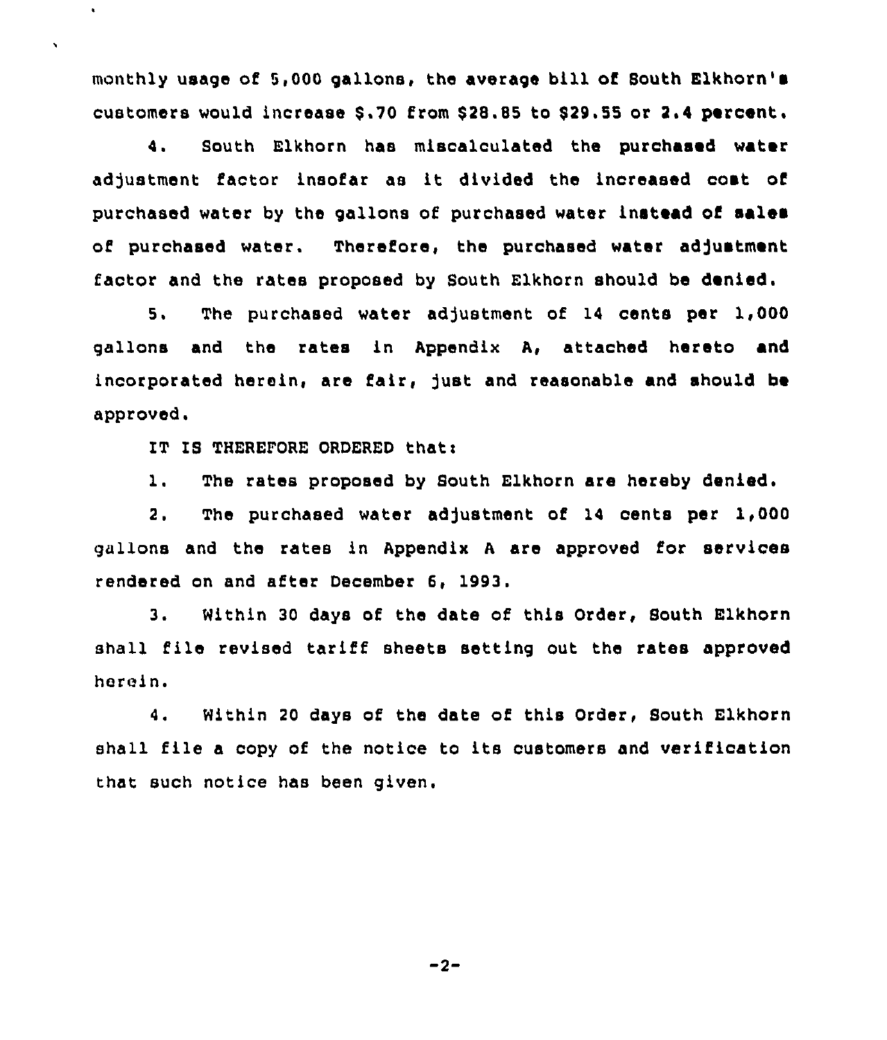monthly usage of 5,000 gallons, the average bill of South Elkhorn's customers would increase $.70 from $28.85 to $29.55 or 2.4 percent.

4. South Elkhorn has miscalculated the purchased water adjustment factor insofar as it divided the increased cost of purchased water by the gallons of purchased water instead of sales of purchased water. Therefore, the purchased water adjustment factor and the rates proposed by South Elkhorn should be denied.

5. The purchased water adjustment of 14 cents per 1,000 gallons and the rates in Appendix A, attached hereto and incorporated herein, are fair, just and reasonable and should be approved.

IT IS THEREFORE ORDERED that:

1. The rates proposed by South Elkhorn are hereby denied.

2. The purchased water adjustment of 14 cents per 1,000 gallons and the rates in Appendix A are approved for services rendered on and after December 6, 1993.

3. Within 30 days of the date of this Order, South Elkhorn shall file revised tariff sheets setting out the rates approved herein.

4. Within 20 days of the date of this Order, South Elkhorn shall file a copy of the notice to its customers and verification that such notice has been given.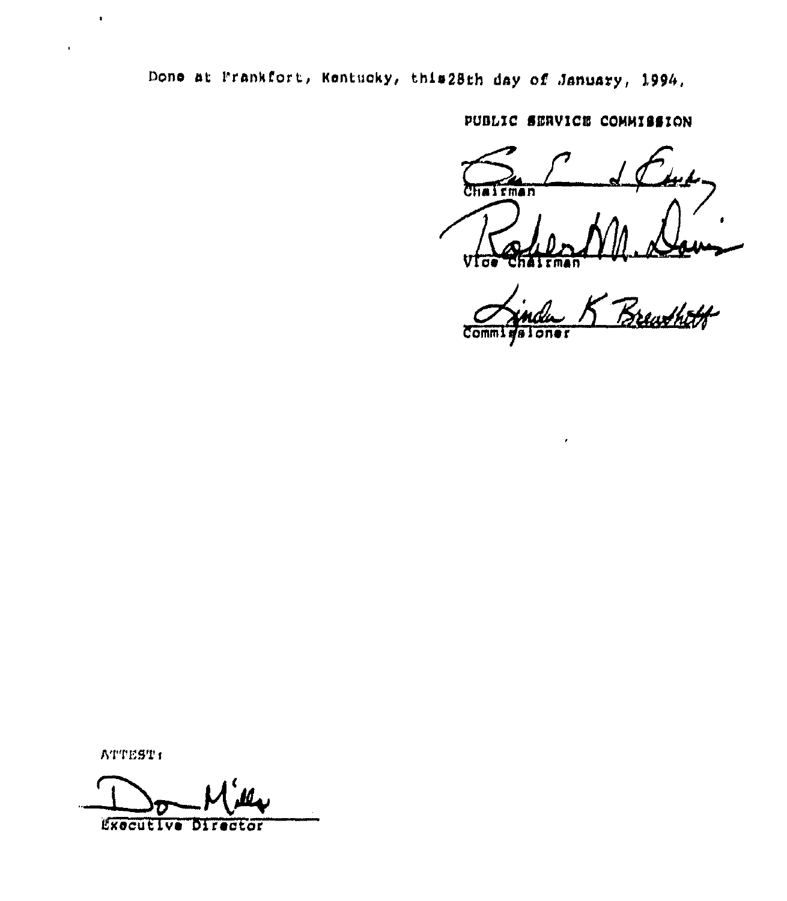Done at Frankfort, Kentucky, this 28th day of January, 1994.

PUBLIC SERVICE COMMISSION

Chairman

Vice Chairman

Commissioner

ATTEST:

Executive Director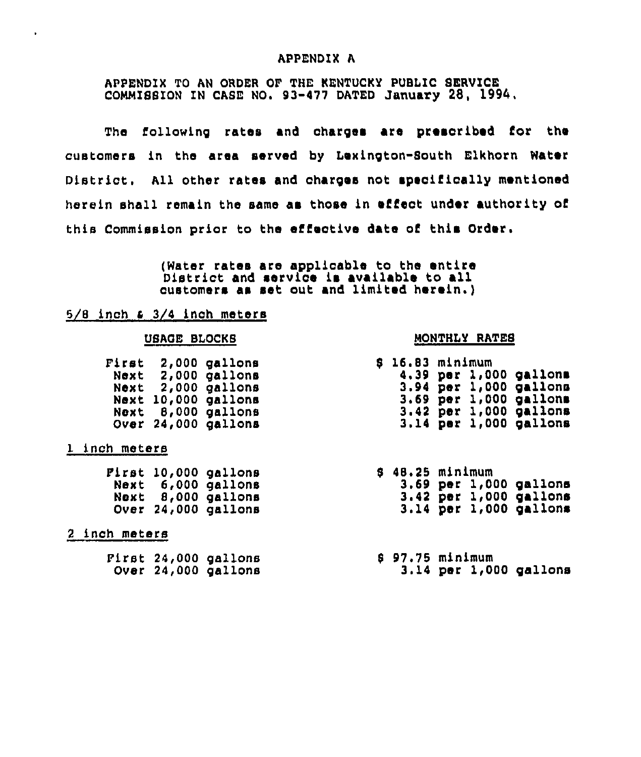# APPENDIX A

APPENDIX TO AN ORDER OF THE KENTUCKY PUBLIC SERVICE COMMISSION IN CASE NO. 93-477 DATED January 28, 1994.

The following rates and charges are prescribed for the customers in the area served by Lexington-South Elkhorn Water District. All other rates and charges not specifically mentioned herein shall remain the same as those in effect under authority of this Commission prior to the effective date of this Order.

(Water rates are applicable to the entire District and service is available to all customers as set out and limited herein.)

5/8 inch & 3/4 inch meters

| USAGE BLOCKS | MONTHLY RATES |
|---|---|
| First 2,000 gallons | $ 16.83 minimum |
| Next 2,000 gallons | 4.39 per 1,000 gallons |
| Next 2,000 gallons | 3.94 per 1,000 gallons |
| Next 10,000 gallons | 3.69 per 1,000 gallons |
| Next 8,000 gallons | 3.42 per 1,000 gallons |
| Over 24,000 gallons | 3.14 per 1,000 gallons |

1 inch meters

| USAGE BLOCKS | MONTHLY RATES |
|---|---|
| First 10,000 gallons | $ 48.25 minimum |
| Next 6,000 gallons | 3.69 per 1,000 gallons |
| Next 8,000 gallons | 3.42 per 1,000 gallons |
| Over 24,000 gallons | 3.14 per 1,000 gallons |

2 inch meters

| USAGE BLOCKS | MONTHLY RATES |
|---|---|
| First 24,000 gallons | $ 97.75 minimum |
| Over 24,000 gallons | 3.14 per 1,000 gallons |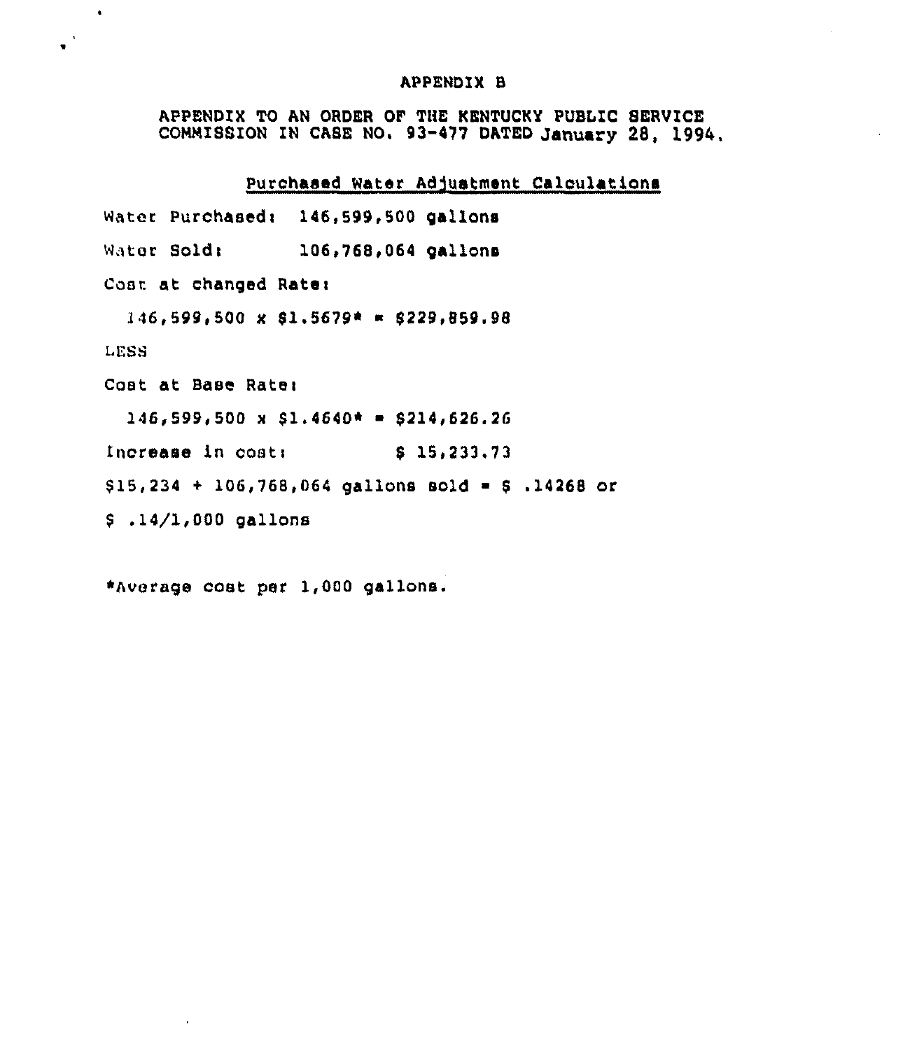# APPENDIX B

APPENDIX TO AN ORDER OF THE KENTUCKY PUBLIC SERVICE COMMISSION IN CASE NO. 93-477 DATED January 28, 1994.

## Purchased Water Adjustment Calculations

Water Purchased: 146,599,500 gallons

Water Sold: 106,768,064 gallons

Cost at changed Rate:

146,599,500 x $1.5679* = $229,859.98

LESS

Cost at Base Rate:

146,599,500 x $1.4640* = $214,626.26

Increase in cost: $ 15,233.73

$15,234 ÷ 106,768,064 gallons sold = $ .14268 or

$ .14/1,000 gallons

*Average cost per 1,000 gallons.